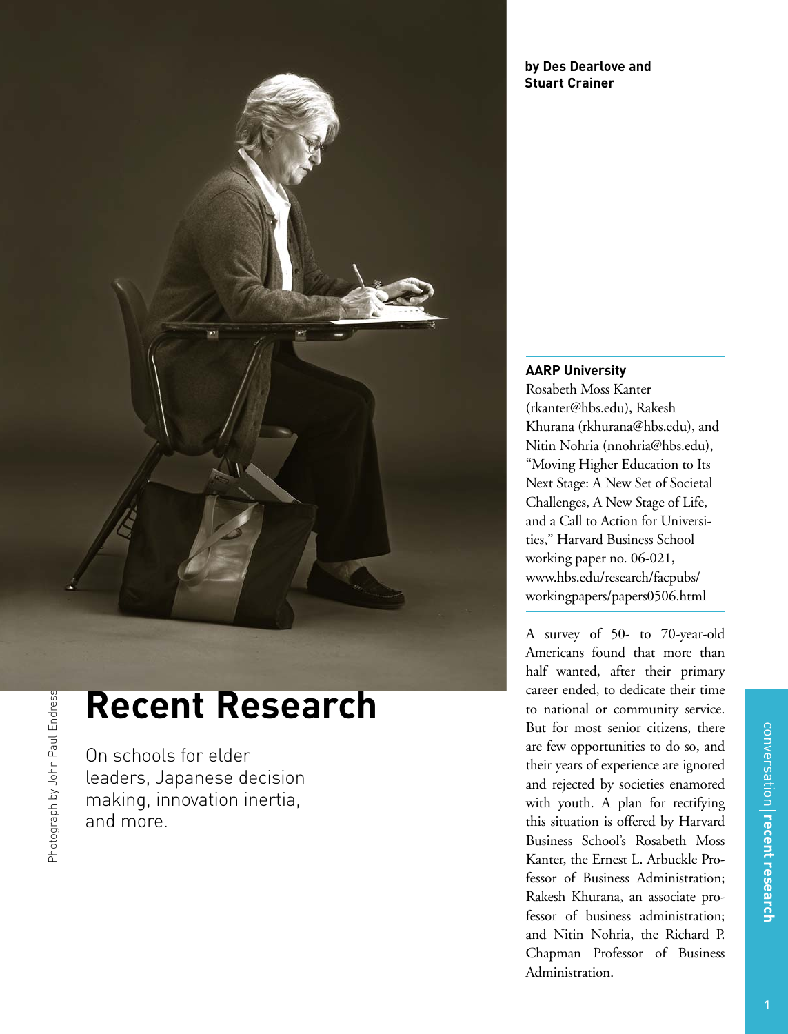# Recent Research

On schools for elder leaders, Japanese decision making, innovation inertia, and more.

Photograph by John Paul Endress

**by Des Dearlove and Stuart Crainer**

## AARP University

Rosabeth Moss Kanter (rkanter@hbs.edu), Rakesh Khurana (rkhurana@hbs.edu), and Nitin Nohria (nnohria@hbs.edu), "Moving Higher Education to Its Next Stage: A New Set of Societal Challenges, A New Stage of Life, and a Call to Action for Universities," Harvard Business School working paper no. 06-021, www.hbs.edu/research/facpubs/workingpapers/papers0506.html

A survey of 50- to 70-year-old Americans found that more than half wanted, after their primary career ended, to dedicate their time to national or community service. But for most senior citizens, there are few opportunities to do so, and their years of experience are ignored and rejected by societies enamored with youth. A plan for rectifying this situation is offered by Harvard Business School's Rosabeth Moss Kanter, the Ernest L. Arbuckle Professor of Business Administration; Rakesh Khurana, an associate professor of business administration; and Nitin Nohria, the Richard P. Chapman Professor of Business Administration.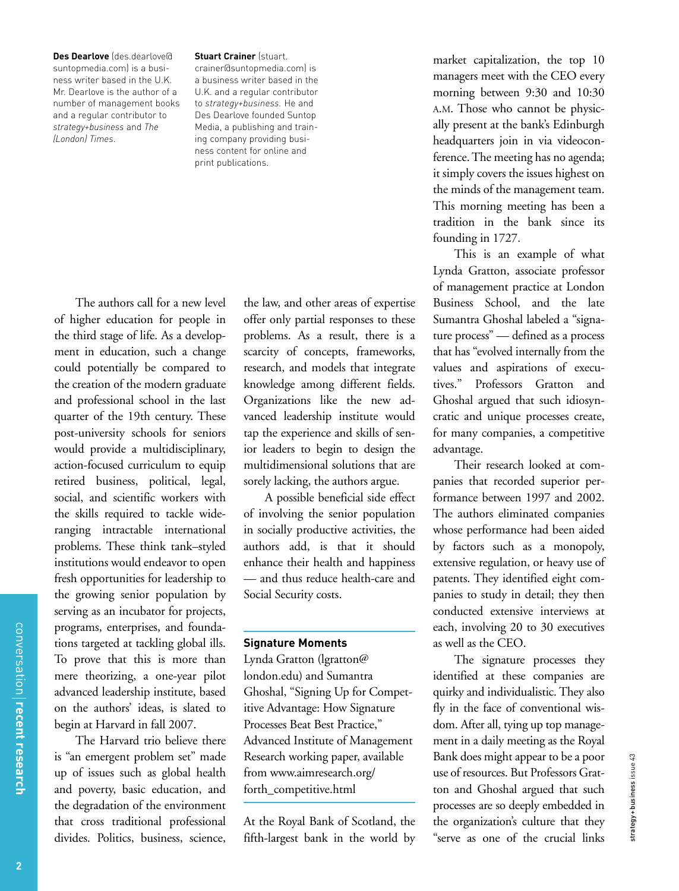**Des Dearlove** (des.dearlove@suntopmedia.com) is a business writer based in the U.K. Mr. Dearlove is the author of a number of management books and a regular contributor to *strategy+business* and *The (London) Times*.

**Stuart Crainer** (stuart.crainer@suntopmedia.com) is a business writer based in the U.K. and a regular contributor to *strategy+business*. He and Des Dearlove founded Suntop Media, a publishing and training company providing business content for online and print publications.

The authors call for a new level of higher education for people in the third stage of life. As a development in education, such a change could potentially be compared to the creation of the modern graduate and professional school in the last quarter of the 19th century. These post-university schools for seniors would provide a multidisciplinary, action-focused curriculum to equip retired business, political, legal, social, and scientific workers with the skills required to tackle wide-ranging intractable international problems. These think tank–styled institutions would endeavor to open fresh opportunities for leadership to the growing senior population by serving as an incubator for projects, programs, enterprises, and foundations targeted at tackling global ills. To prove that this is more than mere theorizing, a one-year pilot advanced leadership institute, based on the authors' ideas, is slated to begin at Harvard in fall 2007.

The Harvard trio believe there is "an emergent problem set" made up of issues such as global health and poverty, basic education, and the degradation of the environment that cross traditional professional divides. Politics, business, science, the law, and other areas of expertise offer only partial responses to these problems. As a result, there is a scarcity of concepts, frameworks, research, and models that integrate knowledge among different fields. Organizations like the new advanced leadership institute would tap the experience and skills of senior leaders to begin to design the multidimensional solutions that are sorely lacking, the authors argue.

A possible beneficial side effect of involving the senior population in socially productive activities, the authors add, is that it should enhance their health and happiness — and thus reduce health-care and Social Security costs.

## Signature Moments

Lynda Gratton (lgratton@london.edu) and Sumantra Ghoshal, "Signing Up for Competitive Advantage: How Signature Processes Beat Best Practice," Advanced Institute of Management Research working paper, available from www.aimresearch.org/forth_competitive.html

At the Royal Bank of Scotland, the fifth-largest bank in the world by market capitalization, the top 10 managers meet with the CEO every morning between 9:30 and 10:30 A.M. Those who cannot be physically present at the bank's Edinburgh headquarters join in via videoconference. The meeting has no agenda; it simply covers the issues highest on the minds of the management team. This morning meeting has been a tradition in the bank since its founding in 1727.

This is an example of what Lynda Gratton, associate professor of management practice at London Business School, and the late Sumantra Ghoshal labeled a "signature process" — defined as a process that has "evolved internally from the values and aspirations of executives." Professors Gratton and Ghoshal argued that such idiosyncratic and unique processes create, for many companies, a competitive advantage.

Their research looked at companies that recorded superior performance between 1997 and 2002. The authors eliminated companies whose performance had been aided by factors such as a monopoly, extensive regulation, or heavy use of patents. They identified eight companies to study in detail; they then conducted extensive interviews at each, involving 20 to 30 executives as well as the CEO.

The signature processes they identified at these companies are quirky and individualistic. They also fly in the face of conventional wisdom. After all, tying up top management in a daily meeting as the Royal Bank does might appear to be a poor use of resources. But Professors Gratton and Ghoshal argued that such processes are so deeply embedded in the organization's culture that they "serve as one of the crucial links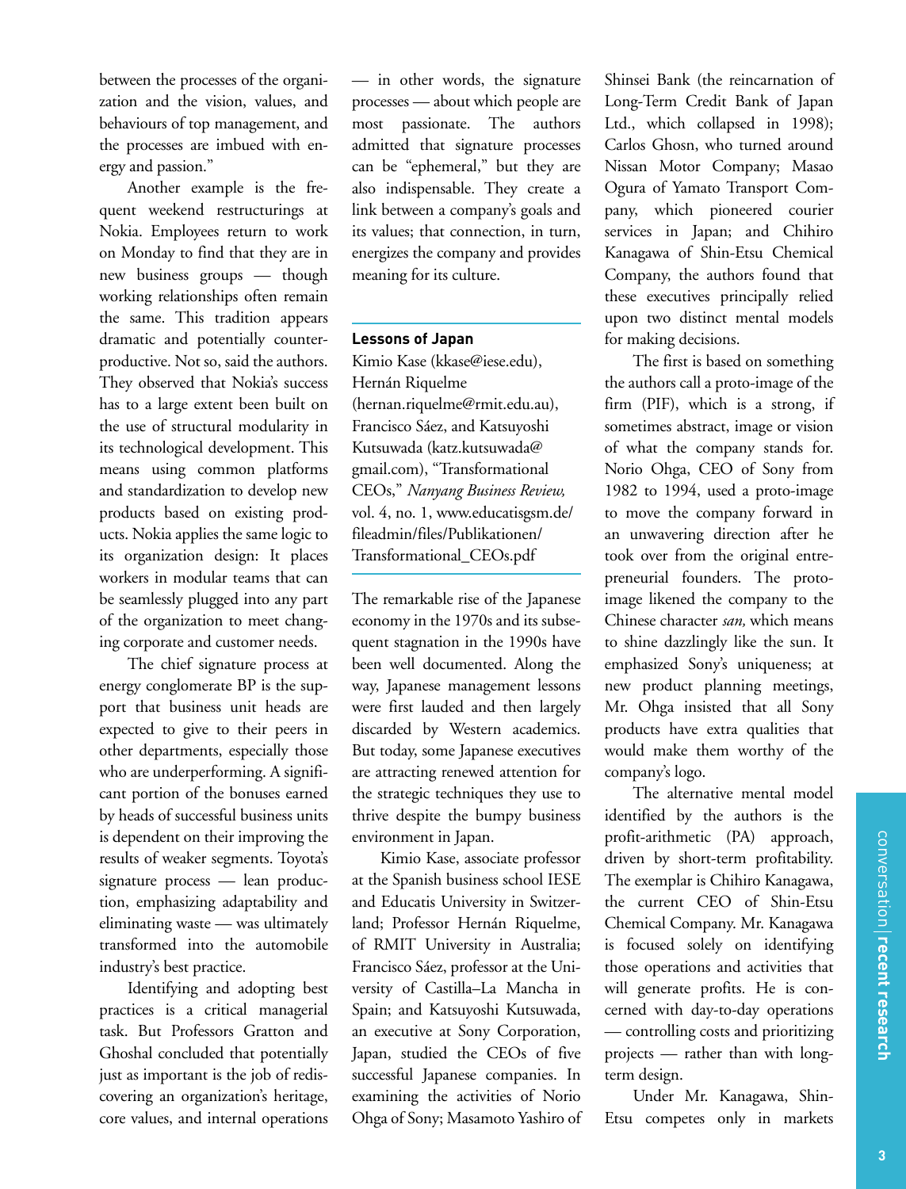between the processes of the organization and the vision, values, and behaviours of top management, and the processes are imbued with energy and passion."

Another example is the frequent weekend restructurings at Nokia. Employees return to work on Monday to find that they are in new business groups — though working relationships often remain the same. This tradition appears dramatic and potentially counterproductive. Not so, said the authors. They observed that Nokia's success has to a large extent been built on the use of structural modularity in its technological development. This means using common platforms and standardization to develop new products based on existing products. Nokia applies the same logic to its organization design: It places workers in modular teams that can be seamlessly plugged into any part of the organization to meet changing corporate and customer needs.

The chief signature process at energy conglomerate BP is the support that business unit heads are expected to give to their peers in other departments, especially those who are underperforming. A significant portion of the bonuses earned by heads of successful business units is dependent on their improving the results of weaker segments. Toyota's signature process — lean production, emphasizing adaptability and eliminating waste — was ultimately transformed into the automobile industry's best practice.

Identifying and adopting best practices is a critical managerial task. But Professors Gratton and Ghoshal concluded that potentially just as important is the job of rediscovering an organization's heritage, core values, and internal operations — in other words, the signature processes — about which people are most passionate. The authors admitted that signature processes can be "ephemeral," but they are also indispensable. They create a link between a company's goals and its values; that connection, in turn, energizes the company and provides meaning for its culture.

## Lessons of Japan

Kimio Kase (kkase@iese.edu), Hernán Riquelme (hernan.riquelme@rmit.edu.au), Francisco Sáez, and Katsuyoshi Kutsuwada (katz.kutsuwada@gmail.com), "Transformational CEOs," *Nanyang Business Review,* vol. 4, no. 1, www.educatisgsm.de/fileadmin/files/Publikationen/Transformational_CEOs.pdf

The remarkable rise of the Japanese economy in the 1970s and its subsequent stagnation in the 1990s have been well documented. Along the way, Japanese management lessons were first lauded and then largely discarded by Western academics. But today, some Japanese executives are attracting renewed attention for the strategic techniques they use to thrive despite the bumpy business environment in Japan.

Kimio Kase, associate professor at the Spanish business school IESE and Educatis University in Switzerland; Professor Hernán Riquelme, of RMIT University in Australia; Francisco Sáez, professor at the University of Castilla–La Mancha in Spain; and Katsuyoshi Kutsuwada, an executive at Sony Corporation, Japan, studied the CEOs of five successful Japanese companies. In examining the activities of Norio Ohga of Sony; Masamoto Yashiro of Shinsei Bank (the reincarnation of Long-Term Credit Bank of Japan Ltd., which collapsed in 1998); Carlos Ghosn, who turned around Nissan Motor Company; Masao Ogura of Yamato Transport Company, which pioneered courier services in Japan; and Chihiro Kanagawa of Shin-Etsu Chemical Company, the authors found that these executives principally relied upon two distinct mental models for making decisions.

The first is based on something the authors call a proto-image of the firm (PIF), which is a strong, if sometimes abstract, image or vision of what the company stands for. Norio Ohga, CEO of Sony from 1982 to 1994, used a proto-image to move the company forward in an unwavering direction after he took over from the original entrepreneurial founders. The proto-image likened the company to the Chinese character *san,* which means to shine dazzlingly like the sun. It emphasized Sony's uniqueness; at new product planning meetings, Mr. Ohga insisted that all Sony products have extra qualities that would make them worthy of the company's logo.

The alternative mental model identified by the authors is the profit-arithmetic (PA) approach, driven by short-term profitability. The exemplar is Chihiro Kanagawa, the current CEO of Shin-Etsu Chemical Company. Mr. Kanagawa is focused solely on identifying those operations and activities that will generate profits. He is concerned with day-to-day operations — controlling costs and prioritizing projects — rather than with long-term design.

Under Mr. Kanagawa, Shin-Etsu competes only in markets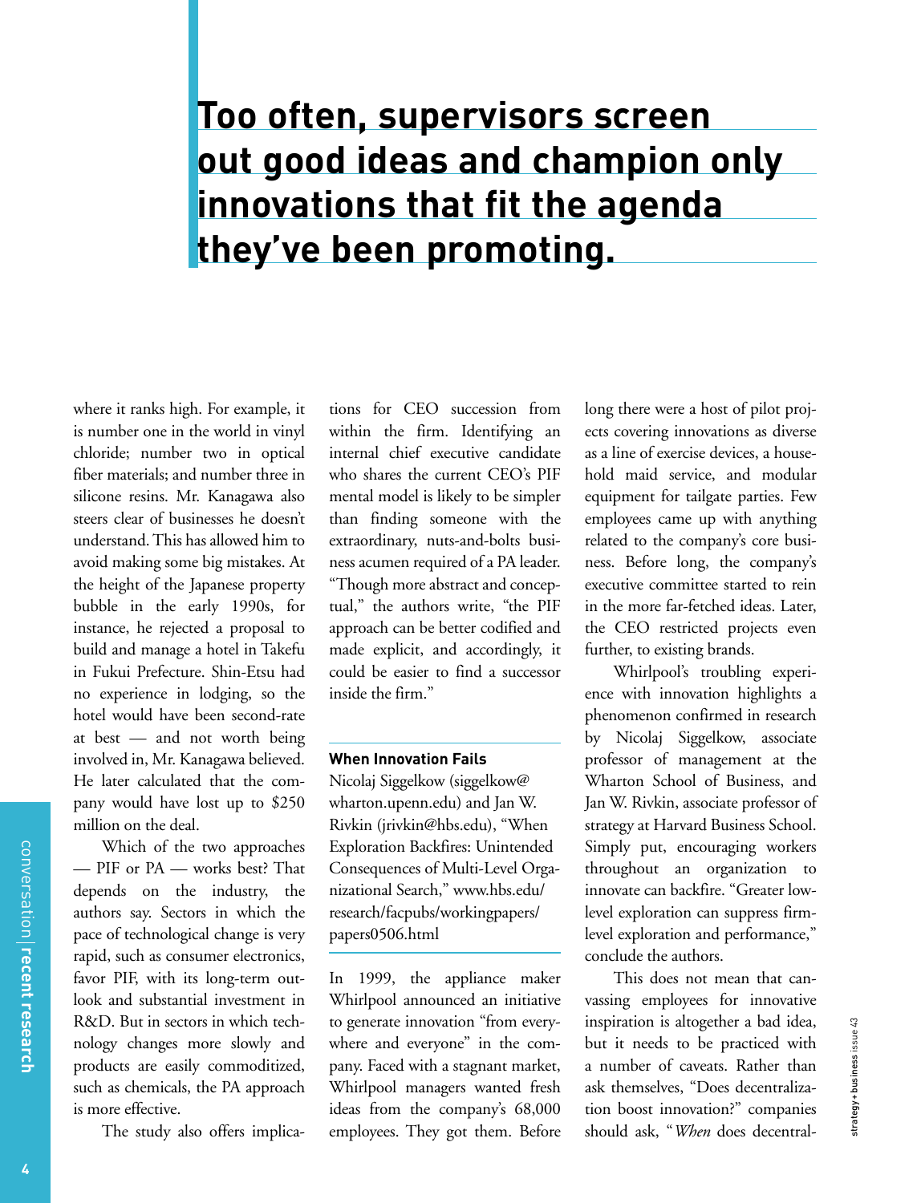> **Too often, supervisors screen out good ideas and champion only innovations that fit the agenda they've been promoting.**

where it ranks high. For example, it is number one in the world in vinyl chloride; number two in optical fiber materials; and number three in silicone resins. Mr. Kanagawa also steers clear of businesses he doesn't understand. This has allowed him to avoid making some big mistakes. At the height of the Japanese property bubble in the early 1990s, for instance, he rejected a proposal to build and manage a hotel in Takefu in Fukui Prefecture. Shin-Etsu had no experience in lodging, so the hotel would have been second-rate at best — and not worth being involved in, Mr. Kanagawa believed. He later calculated that the company would have lost up to $250 million on the deal.

Which of the two approaches — PIF or PA — works best? That depends on the industry, the authors say. Sectors in which the pace of technological change is very rapid, such as consumer electronics, favor PIF, with its long-term outlook and substantial investment in R&D. But in sectors in which technology changes more slowly and products are easily commoditized, such as chemicals, the PA approach is more effective.

The study also offers implications for CEO succession from within the firm. Identifying an internal chief executive candidate who shares the current CEO's PIF mental model is likely to be simpler than finding someone with the extraordinary, nuts-and-bolts business acumen required of a PA leader. "Though more abstract and conceptual," the authors write, "the PIF approach can be better codified and made explicit, and accordingly, it could be easier to find a successor inside the firm."

### When Innovation Fails

Nicolaj Siggelkow (siggelkow@wharton.upenn.edu) and Jan W. Rivkin (jrivkin@hbs.edu), "When Exploration Backfires: Unintended Consequences of Multi-Level Organizational Search," www.hbs.edu/research/facpubs/workingpapers/papers0506.html

In 1999, the appliance maker Whirlpool announced an initiative to generate innovation "from everywhere and everyone" in the company. Faced with a stagnant market, Whirlpool managers wanted fresh ideas from the company's 68,000 employees. They got them. Before long there were a host of pilot projects covering innovations as diverse as a line of exercise devices, a household maid service, and modular equipment for tailgate parties. Few employees came up with anything related to the company's core business. Before long, the company's executive committee started to rein in the more far-fetched ideas. Later, the CEO restricted projects even further, to existing brands.

Whirlpool's troubling experience with innovation highlights a phenomenon confirmed in research by Nicolaj Siggelkow, associate professor of management at the Wharton School of Business, and Jan W. Rivkin, associate professor of strategy at Harvard Business School. Simply put, encouraging workers throughout an organization to innovate can backfire. "Greater low-level exploration can suppress firm-level exploration and performance," conclude the authors.

This does not mean that canvassing employees for innovative inspiration is altogether a bad idea, but it needs to be practiced with a number of caveats. Rather than ask themselves, "Does decentralization boost innovation?" companies should ask, "*When* does decentral-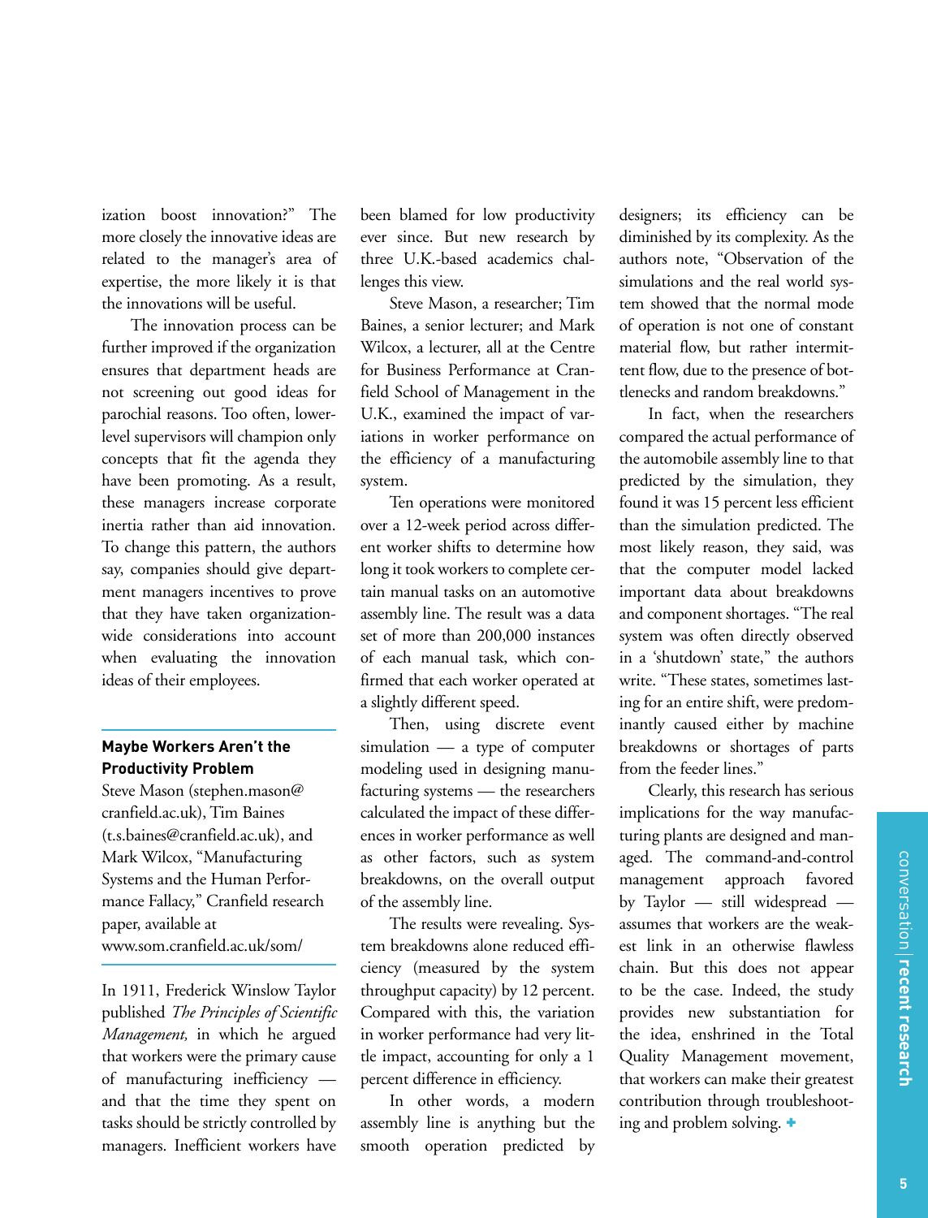ization boost innovation?" The more closely the innovative ideas are related to the manager's area of expertise, the more likely it is that the innovations will be useful.

The innovation process can be further improved if the organization ensures that department heads are not screening out good ideas for parochial reasons. Too often, lower-level supervisors will champion only concepts that fit the agenda they have been promoting. As a result, these managers increase corporate inertia rather than aid innovation. To change this pattern, the authors say, companies should give department managers incentives to prove that they have taken organization-wide considerations into account when evaluating the innovation ideas of their employees.

### Maybe Workers Aren't the Productivity Problem

Steve Mason (stephen.mason@cranfield.ac.uk), Tim Baines (t.s.baines@cranfield.ac.uk), and Mark Wilcox, "Manufacturing Systems and the Human Performance Fallacy," Cranfield research paper, available at www.som.cranfield.ac.uk/som/

In 1911, Frederick Winslow Taylor published *The Principles of Scientific Management,* in which he argued that workers were the primary cause of manufacturing inefficiency — and that the time they spent on tasks should be strictly controlled by managers. Inefficient workers have been blamed for low productivity ever since. But new research by three U.K.-based academics challenges this view.

Steve Mason, a researcher; Tim Baines, a senior lecturer; and Mark Wilcox, a lecturer, all at the Centre for Business Performance at Cranfield School of Management in the U.K., examined the impact of variations in worker performance on the efficiency of a manufacturing system.

Ten operations were monitored over a 12-week period across different worker shifts to determine how long it took workers to complete certain manual tasks on an automotive assembly line. The result was a data set of more than 200,000 instances of each manual task, which confirmed that each worker operated at a slightly different speed.

Then, using discrete event simulation — a type of computer modeling used in designing manufacturing systems — the researchers calculated the impact of these differences in worker performance as well as other factors, such as system breakdowns, on the overall output of the assembly line.

The results were revealing. System breakdowns alone reduced efficiency (measured by the system throughput capacity) by 12 percent. Compared with this, the variation in worker performance had very little impact, accounting for only a 1 percent difference in efficiency.

In other words, a modern assembly line is anything but the smooth operation predicted by designers; its efficiency can be diminished by its complexity. As the authors note, "Observation of the simulations and the real world system showed that the normal mode of operation is not one of constant material flow, but rather intermittent flow, due to the presence of bottlenecks and random breakdowns."

In fact, when the researchers compared the actual performance of the automobile assembly line to that predicted by the simulation, they found it was 15 percent less efficient than the simulation predicted. The most likely reason, they said, was that the computer model lacked important data about breakdowns and component shortages. "The real system was often directly observed in a 'shutdown' state," the authors write. "These states, sometimes lasting for an entire shift, were predominantly caused either by machine breakdowns or shortages of parts from the feeder lines."

Clearly, this research has serious implications for the way manufacturing plants are designed and managed. The command-and-control management approach favored by Taylor — still widespread — assumes that workers are the weakest link in an otherwise flawless chain. But this does not appear to be the case. Indeed, the study provides new substantiation for the idea, enshrined in the Total Quality Management movement, that workers can make their greatest contribution through troubleshooting and problem solving. +